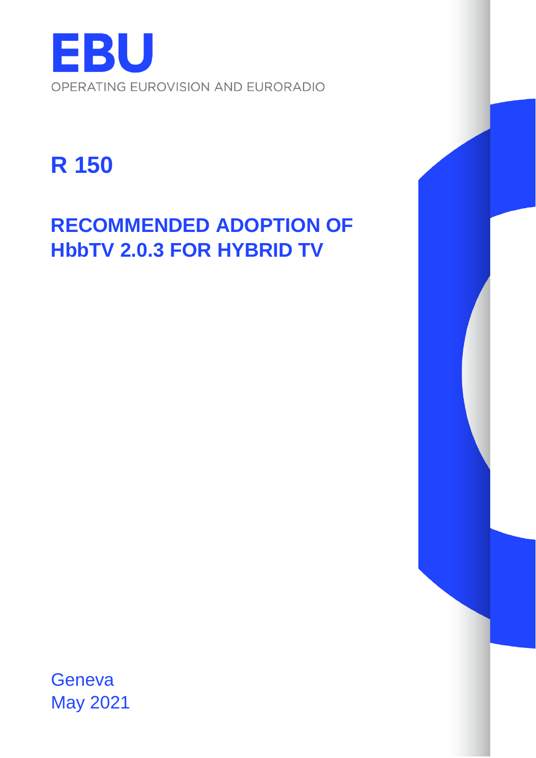EBU

OPERATING EUROVISION AND EURORADIO

# R 150

## RECOMMENDED ADOPTION OF HbbTV 2.0.3 FOR HYBRID TV

Geneva
May 2021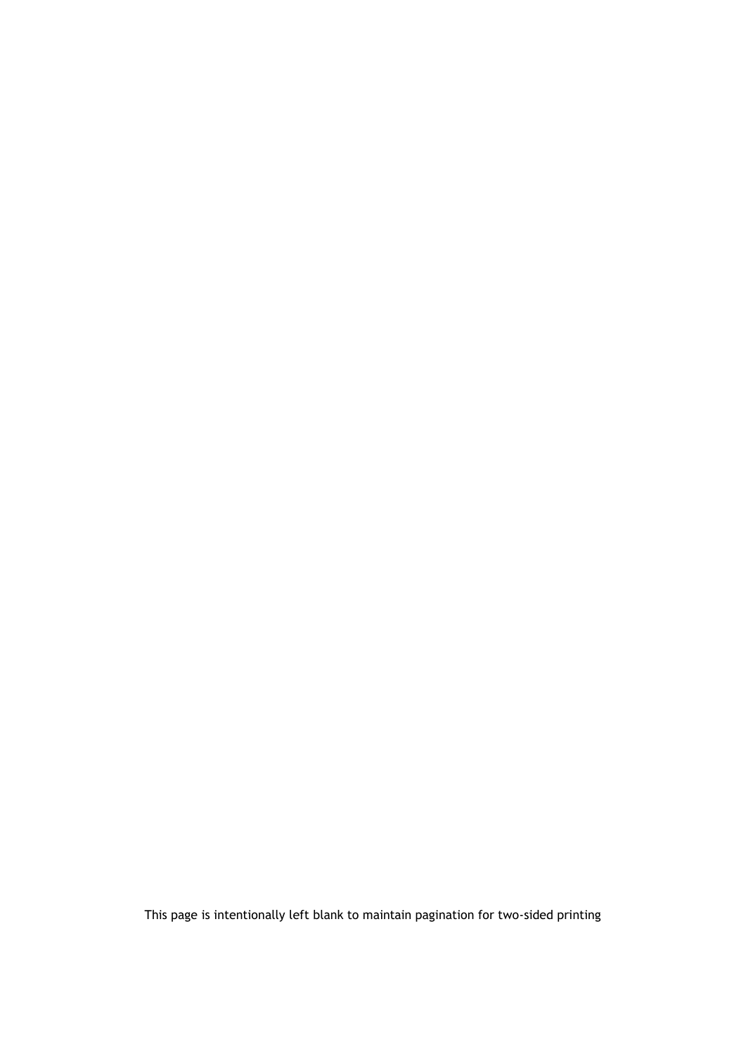This page is intentionally left blank to maintain pagination for two-sided printing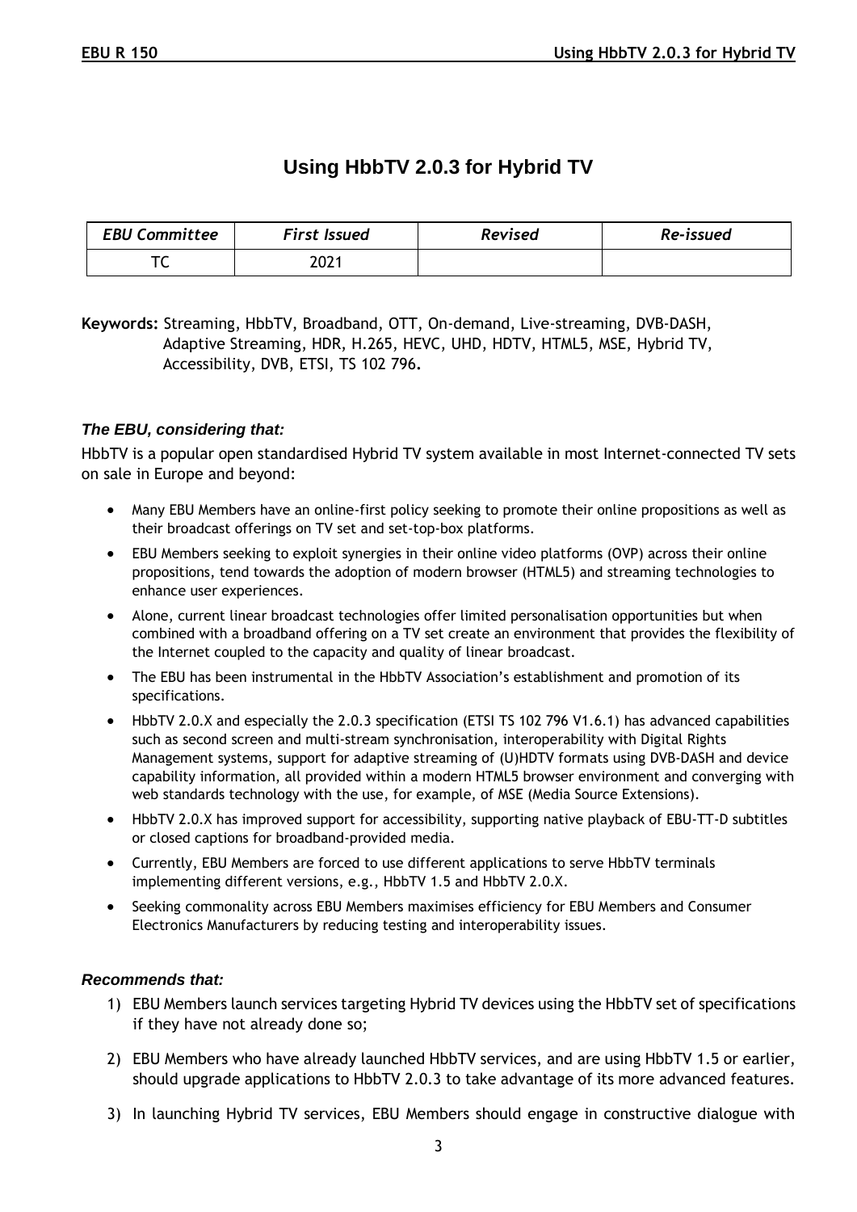# Using HbbTV 2.0.3 for Hybrid TV

| *EBU Committee* | *First Issued* | *Revised* | *Re-issued* |
|---|---|---|---|
| TC | 2021 | | |

**Keywords:** Streaming, HbbTV, Broadband, OTT, On-demand, Live-streaming, DVB-DASH, Adaptive Streaming, HDR, H.265, HEVC, UHD, HDTV, HTML5, MSE, Hybrid TV, Accessibility, DVB, ETSI, TS 102 796**.**

***The EBU, considering that:***

HbbTV is a popular open standardised Hybrid TV system available in most Internet-connected TV sets on sale in Europe and beyond:

- Many EBU Members have an online-first policy seeking to promote their online propositions as well as their broadcast offerings on TV set and set-top-box platforms.
- EBU Members seeking to exploit synergies in their online video platforms (OVP) across their online propositions, tend towards the adoption of modern browser (HTML5) and streaming technologies to enhance user experiences.
- Alone, current linear broadcast technologies offer limited personalisation opportunities but when combined with a broadband offering on a TV set create an environment that provides the flexibility of the Internet coupled to the capacity and quality of linear broadcast.
- The EBU has been instrumental in the HbbTV Association's establishment and promotion of its specifications.
- HbbTV 2.0.X and especially the 2.0.3 specification (ETSI TS 102 796 V1.6.1) has advanced capabilities such as second screen and multi-stream synchronisation, interoperability with Digital Rights Management systems, support for adaptive streaming of (U)HDTV formats using DVB-DASH and device capability information, all provided within a modern HTML5 browser environment and converging with web standards technology with the use, for example, of MSE (Media Source Extensions).
- HbbTV 2.0.X has improved support for accessibility, supporting native playback of EBU-TT-D subtitles or closed captions for broadband-provided media.
- Currently, EBU Members are forced to use different applications to serve HbbTV terminals implementing different versions, e.g., HbbTV 1.5 and HbbTV 2.0.X.
- Seeking commonality across EBU Members maximises efficiency for EBU Members and Consumer Electronics Manufacturers by reducing testing and interoperability issues.

***Recommends that:***

1) EBU Members launch services targeting Hybrid TV devices using the HbbTV set of specifications if they have not already done so;
2) EBU Members who have already launched HbbTV services, and are using HbbTV 1.5 or earlier, should upgrade applications to HbbTV 2.0.3 to take advantage of its more advanced features.
3) In launching Hybrid TV services, EBU Members should engage in constructive dialogue with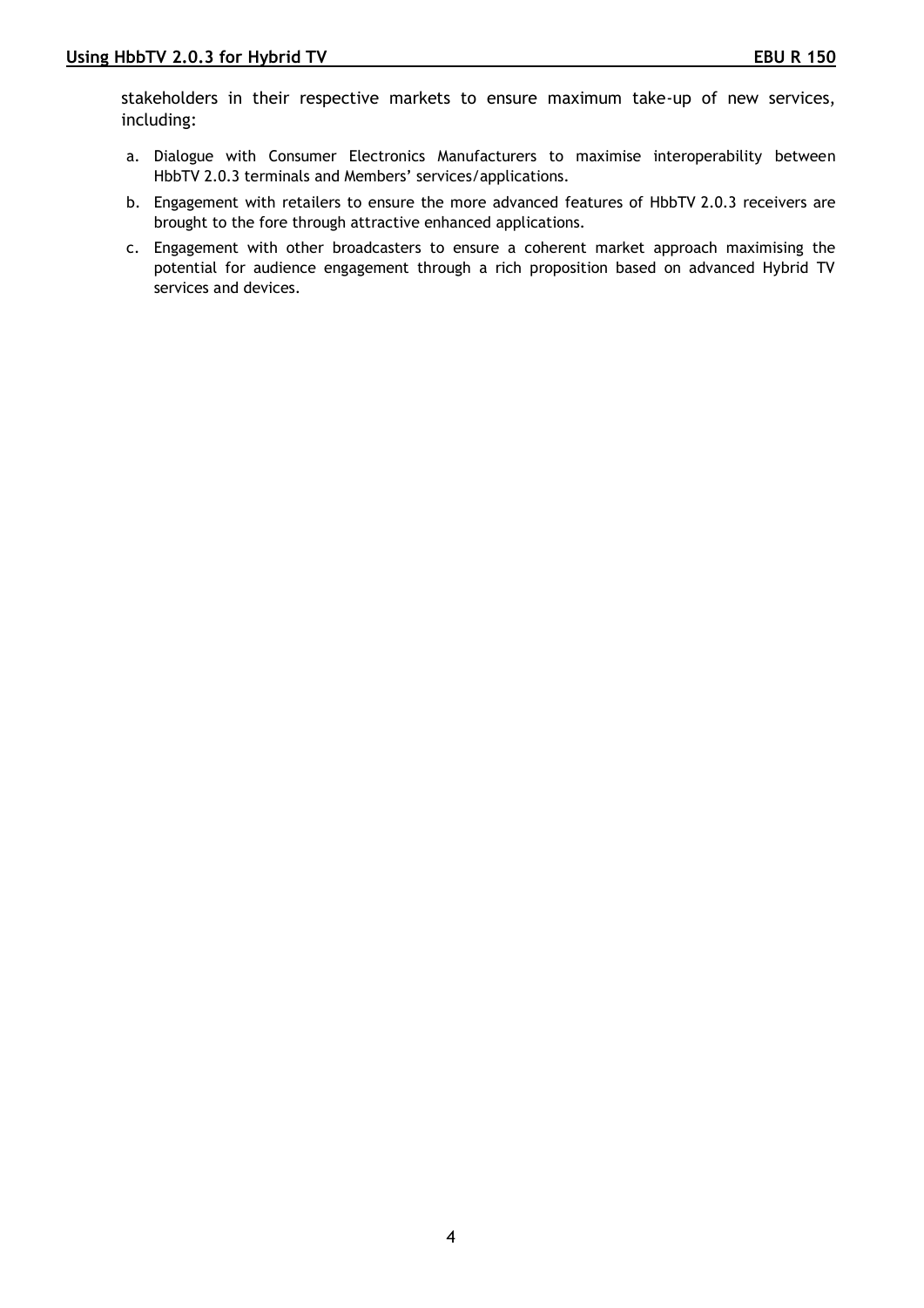stakeholders in their respective markets to ensure maximum take-up of new services, including:

a. Dialogue with Consumer Electronics Manufacturers to maximise interoperability between HbbTV 2.0.3 terminals and Members' services/applications.
b. Engagement with retailers to ensure the more advanced features of HbbTV 2.0.3 receivers are brought to the fore through attractive enhanced applications.
c. Engagement with other broadcasters to ensure a coherent market approach maximising the potential for audience engagement through a rich proposition based on advanced Hybrid TV services and devices.